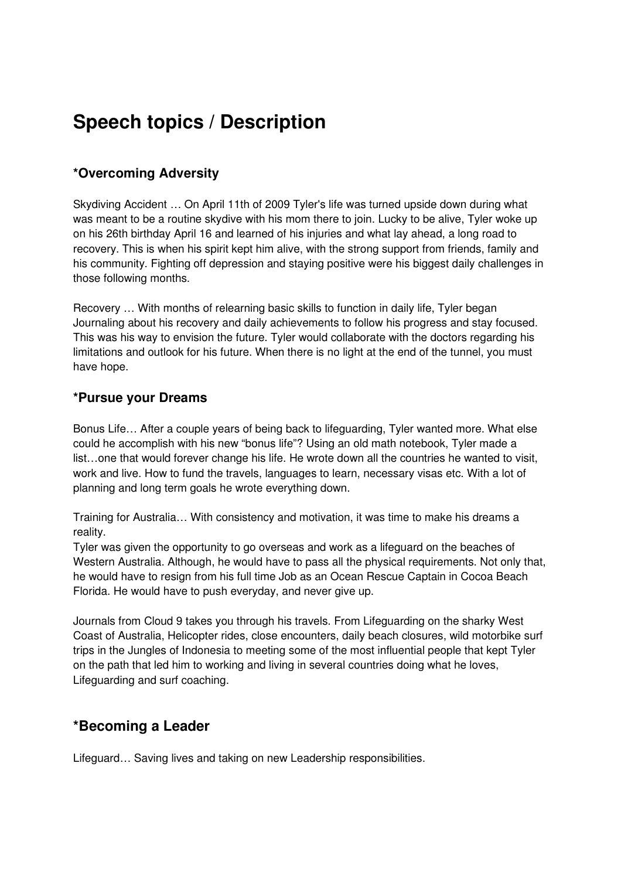# Speech topics / Description

## *Overcoming Adversity

Skydiving Accident … On April 11th of 2009 Tyler's life was turned upside down during what was meant to be a routine skydive with his mom there to join. Lucky to be alive, Tyler woke up on his 26th birthday April 16 and learned of his injuries and what lay ahead, a long road to recovery. This is when his spirit kept him alive, with the strong support from friends, family and his community. Fighting off depression and staying positive were his biggest daily challenges in those following months.

Recovery … With months of relearning basic skills to function in daily life, Tyler began Journaling about his recovery and daily achievements to follow his progress and stay focused. This was his way to envision the future. Tyler would collaborate with the doctors regarding his limitations and outlook for his future. When there is no light at the end of the tunnel, you must have hope.

## *Pursue your Dreams

Bonus Life… After a couple years of being back to lifeguarding, Tyler wanted more. What else could he accomplish with his new "bonus life"? Using an old math notebook, Tyler made a list…one that would forever change his life. He wrote down all the countries he wanted to visit, work and live. How to fund the travels, languages to learn, necessary visas etc. With a lot of planning and long term goals he wrote everything down.

Training for Australia… With consistency and motivation, it was time to make his dreams a reality.
Tyler was given the opportunity to go overseas and work as a lifeguard on the beaches of Western Australia. Although, he would have to pass all the physical requirements. Not only that, he would have to resign from his full time Job as an Ocean Rescue Captain in Cocoa Beach Florida. He would have to push everyday, and never give up.

Journals from Cloud 9 takes you through his travels. From Lifeguarding on the sharky West Coast of Australia, Helicopter rides, close encounters, daily beach closures, wild motorbike surf trips in the Jungles of Indonesia to meeting some of the most influential people that kept Tyler on the path that led him to working and living in several countries doing what he loves, Lifeguarding and surf coaching.

## *Becoming a Leader

Lifeguard… Saving lives and taking on new Leadership responsibilities.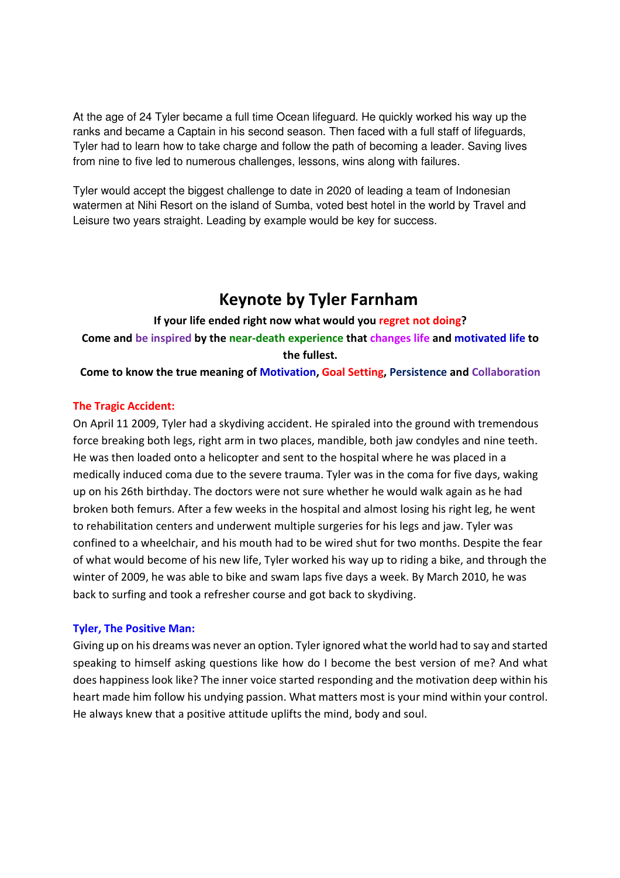At the age of 24 Tyler became a full time Ocean lifeguard. He quickly worked his way up the ranks and became a Captain in his second season. Then faced with a full staff of lifeguards, Tyler had to learn how to take charge and follow the path of becoming a leader. Saving lives from nine to five led to numerous challenges, lessons, wins along with failures.

Tyler would accept the biggest challenge to date in 2020 of leading a team of Indonesian watermen at Nihi Resort on the island of Sumba, voted best hotel in the world by Travel and Leisure two years straight. Leading by example would be key for success.

# Keynote by Tyler Farnham

**If your life ended right now what would you regret not doing?**

**Come and be inspired by the near-death experience that changes life and motivated life to the fullest.**

**Come to know the true meaning of Motivation, Goal Setting, Persistence and Collaboration**

### The Tragic Accident:

On April 11 2009, Tyler had a skydiving accident. He spiraled into the ground with tremendous force breaking both legs, right arm in two places, mandible, both jaw condyles and nine teeth. He was then loaded onto a helicopter and sent to the hospital where he was placed in a medically induced coma due to the severe trauma. Tyler was in the coma for five days, waking up on his 26th birthday. The doctors were not sure whether he would walk again as he had broken both femurs. After a few weeks in the hospital and almost losing his right leg, he went to rehabilitation centers and underwent multiple surgeries for his legs and jaw. Tyler was confined to a wheelchair, and his mouth had to be wired shut for two months. Despite the fear of what would become of his new life, Tyler worked his way up to riding a bike, and through the winter of 2009, he was able to bike and swam laps five days a week. By March 2010, he was back to surfing and took a refresher course and got back to skydiving.

### Tyler, The Positive Man:

Giving up on his dreams was never an option. Tyler ignored what the world had to say and started speaking to himself asking questions like how do I become the best version of me? And what does happiness look like? The inner voice started responding and the motivation deep within his heart made him follow his undying passion. What matters most is your mind within your control. He always knew that a positive attitude uplifts the mind, body and soul.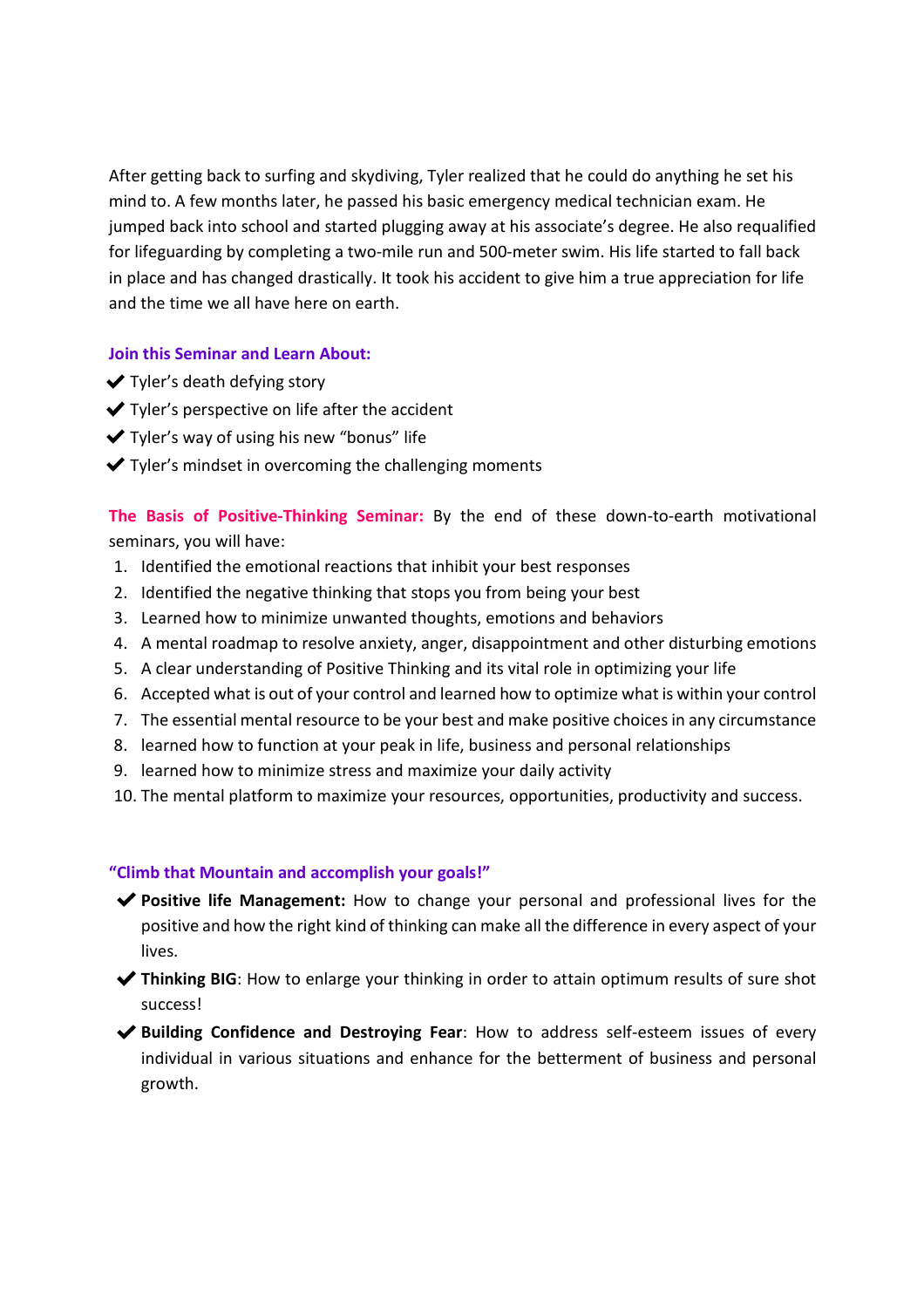After getting back to surfing and skydiving, Tyler realized that he could do anything he set his mind to. A few months later, he passed his basic emergency medical technician exam. He jumped back into school and started plugging away at his associate's degree. He also requalified for lifeguarding by completing a two-mile run and 500-meter swim. His life started to fall back in place and has changed drastically. It took his accident to give him a true appreciation for life and the time we all have here on earth.

**Join this Seminar and Learn About:**

- ✔ Tyler's death defying story
- ✔ Tyler's perspective on life after the accident
- ✔ Tyler's way of using his new "bonus" life
- ✔ Tyler's mindset in overcoming the challenging moments

**The Basis of Positive-Thinking Seminar:** By the end of these down-to-earth motivational seminars, you will have:

1. Identified the emotional reactions that inhibit your best responses
2. Identified the negative thinking that stops you from being your best
3. Learned how to minimize unwanted thoughts, emotions and behaviors
4. A mental roadmap to resolve anxiety, anger, disappointment and other disturbing emotions
5. A clear understanding of Positive Thinking and its vital role in optimizing your life
6. Accepted what is out of your control and learned how to optimize what is within your control
7. The essential mental resource to be your best and make positive choices in any circumstance
8. learned how to function at your peak in life, business and personal relationships
9. learned how to minimize stress and maximize your daily activity
10. The mental platform to maximize your resources, opportunities, productivity and success.

**"Climb that Mountain and accomplish your goals!"**

- ✔ **Positive life Management:** How to change your personal and professional lives for the positive and how the right kind of thinking can make all the difference in every aspect of your lives.
- ✔ **Thinking BIG**: How to enlarge your thinking in order to attain optimum results of sure shot success!
- ✔ **Building Confidence and Destroying Fear**: How to address self-esteem issues of every individual in various situations and enhance for the betterment of business and personal growth.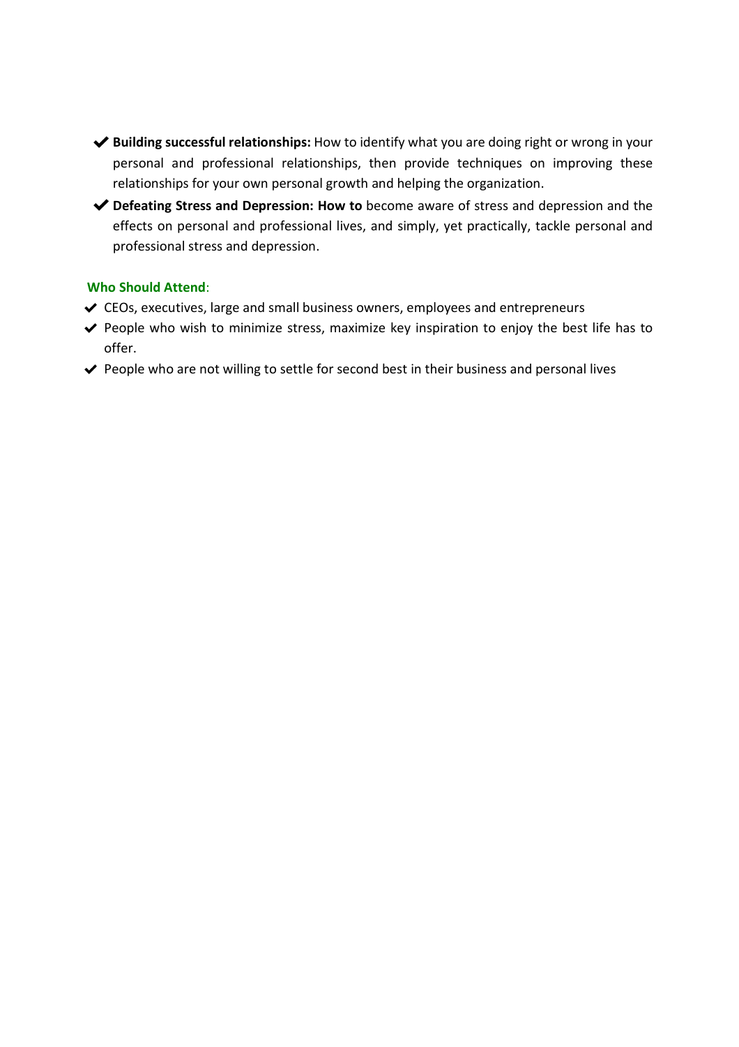- **Building successful relationships:** How to identify what you are doing right or wrong in your personal and professional relationships, then provide techniques on improving these relationships for your own personal growth and helping the organization.
- **Defeating Stress and Depression: How to** become aware of stress and depression and the effects on personal and professional lives, and simply, yet practically, tackle personal and professional stress and depression.

**Who Should Attend**:

- CEOs, executives, large and small business owners, employees and entrepreneurs
- People who wish to minimize stress, maximize key inspiration to enjoy the best life has to offer.
- People who are not willing to settle for second best in their business and personal lives